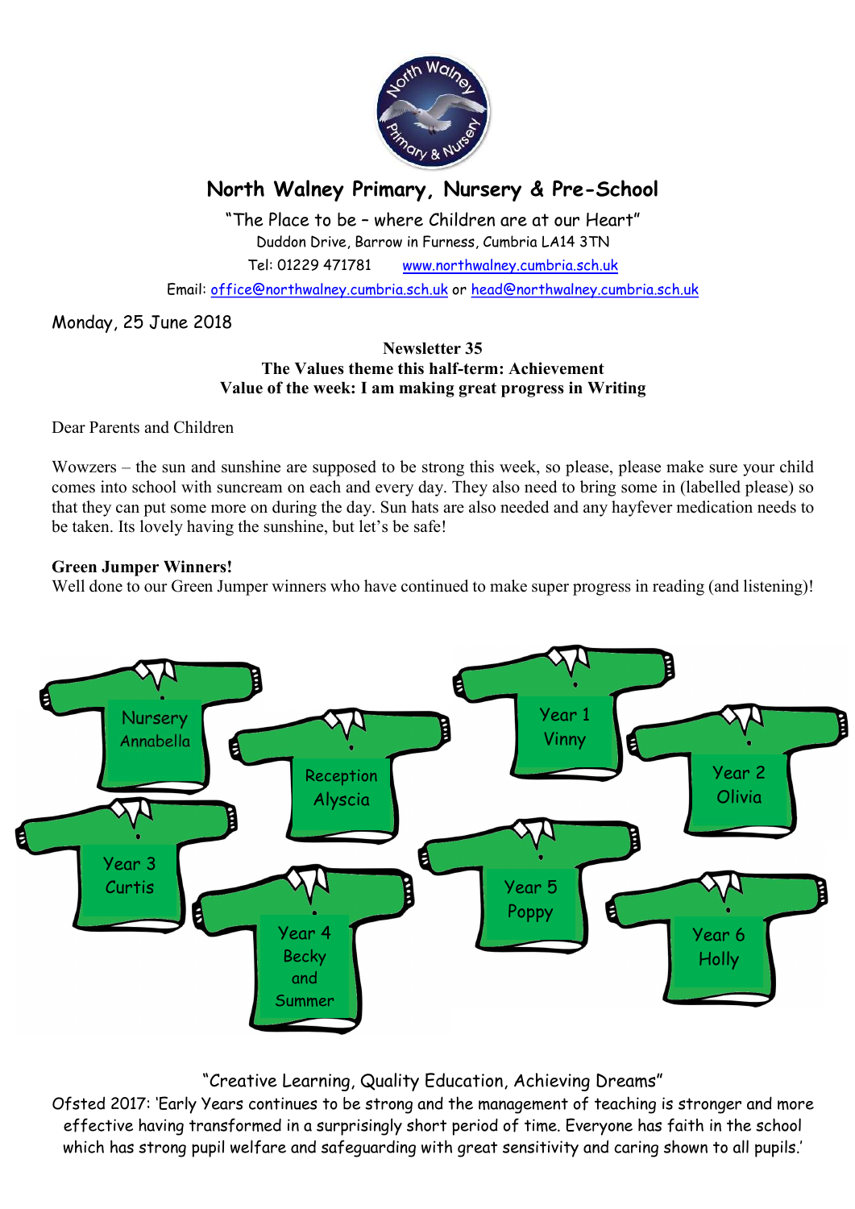# North Walney Primary, Nursery & Pre-School

"The Place to be – where Children are at our Heart"

Duddon Drive, Barrow in Furness, Cumbria LA14 3TN

Tel: 01229 471781 www.northwalney.cumbria.sch.uk

Email: office@northwalney.cumbria.sch.uk or head@northwalney.cumbria.sch.uk

Monday, 25 June 2018

**Newsletter 35**
**The Values theme this half-term: Achievement**
**Value of the week: I am making great progress in Writing**

Dear Parents and Children

Wowzers – the sun and sunshine are supposed to be strong this week, so please, please make sure your child comes into school with suncream on each and every day. They also need to bring some in (labelled please) so that they can put some more on during the day. Sun hats are also needed and any hayfever medication needs to be taken. Its lovely having the sunshine, but let's be safe!

**Green Jumper Winners!**

Well done to our Green Jumper winners who have continued to make super progress in reading (and listening)!

- Nursery: Annabella
- Reception: Alyscia
- Year 1: Vinny
- Year 2: Olivia
- Year 3: Curtis
- Year 4: Becky and Summer
- Year 5: Poppy
- Year 6: Holly

"Creative Learning, Quality Education, Achieving Dreams"

Ofsted 2017: 'Early Years continues to be strong and the management of teaching is stronger and more effective having transformed in a surprisingly short period of time. Everyone has faith in the school which has strong pupil welfare and safeguarding with great sensitivity and caring shown to all pupils.'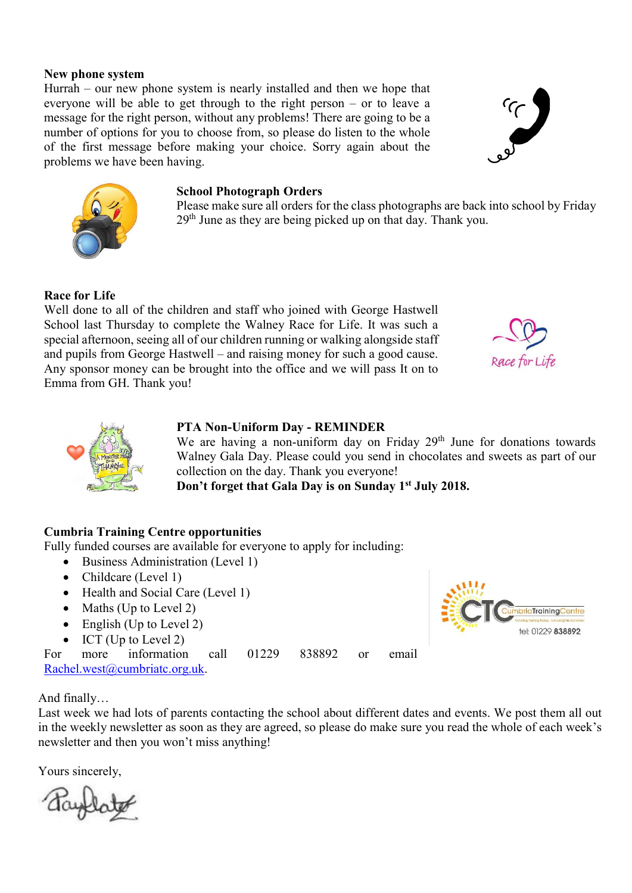**New phone system**

Hurrah – our new phone system is nearly installed and then we hope that everyone will be able to get through to the right person – or to leave a message for the right person, without any problems! There are going to be a number of options for you to choose from, so please do listen to the whole of the first message before making your choice. Sorry again about the problems we have been having.

**School Photograph Orders**

Please make sure all orders for the class photographs are back into school by Friday 29th June as they are being picked up on that day. Thank you.

**Race for Life**

Well done to all of the children and staff who joined with George Hastwell School last Thursday to complete the Walney Race for Life. It was such a special afternoon, seeing all of our children running or walking alongside staff and pupils from George Hastwell – and raising money for such a good cause. Any sponsor money can be brought into the office and we will pass It on to Emma from GH. Thank you!

**PTA Non-Uniform Day - REMINDER**

We are having a non-uniform day on Friday 29th June for donations towards Walney Gala Day. Please could you send in chocolates and sweets as part of our collection on the day. Thank you everyone!

**Don't forget that Gala Day is on Sunday 1st July 2018.**

**Cumbria Training Centre opportunities**

Fully funded courses are available for everyone to apply for including:

- Business Administration (Level 1)
- Childcare (Level 1)
- Health and Social Care (Level 1)
- Maths (Up to Level 2)
- English (Up to Level 2)
- ICT (Up to Level 2)

For more information call 01229 838892 or email Rachel.west@cumbriatc.org.uk.

And finally…

Last week we had lots of parents contacting the school about different dates and events. We post them all out in the weekly newsletter as soon as they are agreed, so please do make sure you read the whole of each week's newsletter and then you won't miss anything!

Yours sincerely,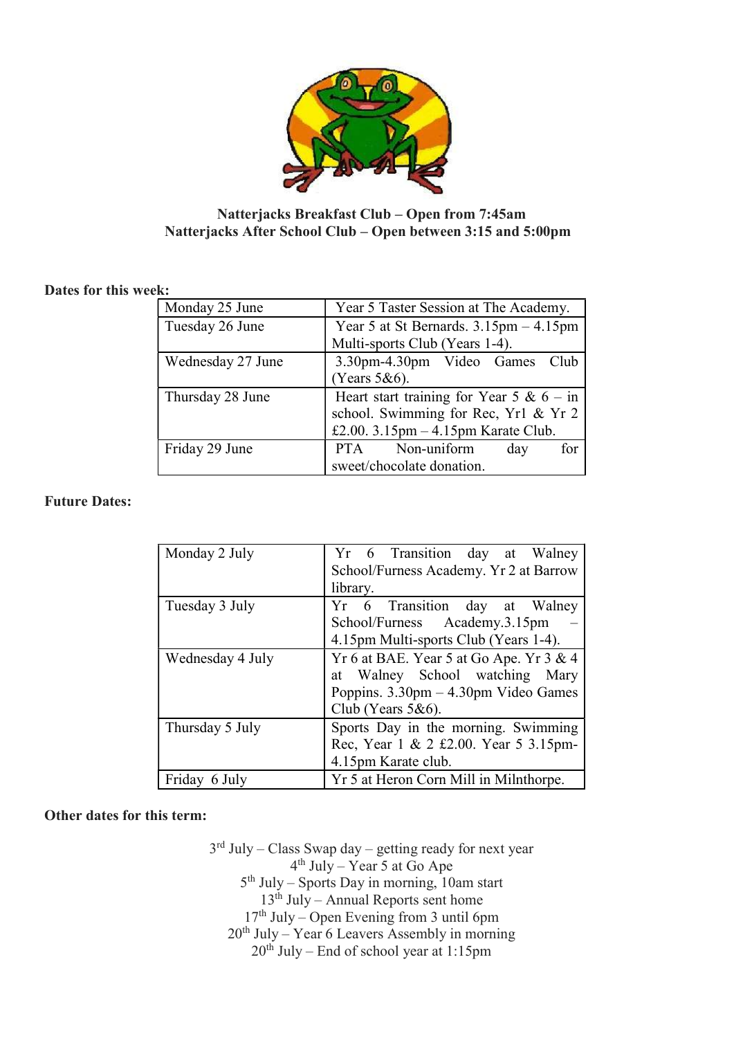**Natterjacks Breakfast Club – Open from 7:45am**
**Natterjacks After School Club – Open between 3:15 and 5:00pm**

**Dates for this week:**

| | |
|---|---|
| Monday 25 June | Year 5 Taster Session at The Academy. |
| Tuesday 26 June | Year 5 at St Bernards. 3.15pm – 4.15pm Multi-sports Club (Years 1-4). |
| Wednesday 27 June | 3.30pm-4.30pm Video Games Club (Years 5&6). |
| Thursday 28 June | Heart start training for Year 5 & 6 – in school. Swimming for Rec, Yr1 & Yr 2 £2.00. 3.15pm – 4.15pm Karate Club. |
| Friday 29 June | PTA Non-uniform day for sweet/chocolate donation. |

**Future Dates:**

| | |
|---|---|
| Monday 2 July | Yr 6 Transition day at Walney School/Furness Academy. Yr 2 at Barrow library. |
| Tuesday 3 July | Yr 6 Transition day at Walney School/Furness Academy.3.15pm – 4.15pm Multi-sports Club (Years 1-4). |
| Wednesday 4 July | Yr 6 at BAE. Year 5 at Go Ape. Yr 3 & 4 at Walney School watching Mary Poppins. 3.30pm – 4.30pm Video Games Club (Years 5&6). |
| Thursday 5 July | Sports Day in the morning. Swimming Rec, Year 1 & 2 £2.00. Year 5 3.15pm-4.15pm Karate club. |
| Friday 6 July | Yr 5 at Heron Corn Mill in Milnthorpe. |

**Other dates for this term:**

3rd July – Class Swap day – getting ready for next year
4th July – Year 5 at Go Ape
5th July – Sports Day in morning, 10am start
13th July – Annual Reports sent home
17th July – Open Evening from 3 until 6pm
20th July – Year 6 Leavers Assembly in morning
20th July – End of school year at 1:15pm